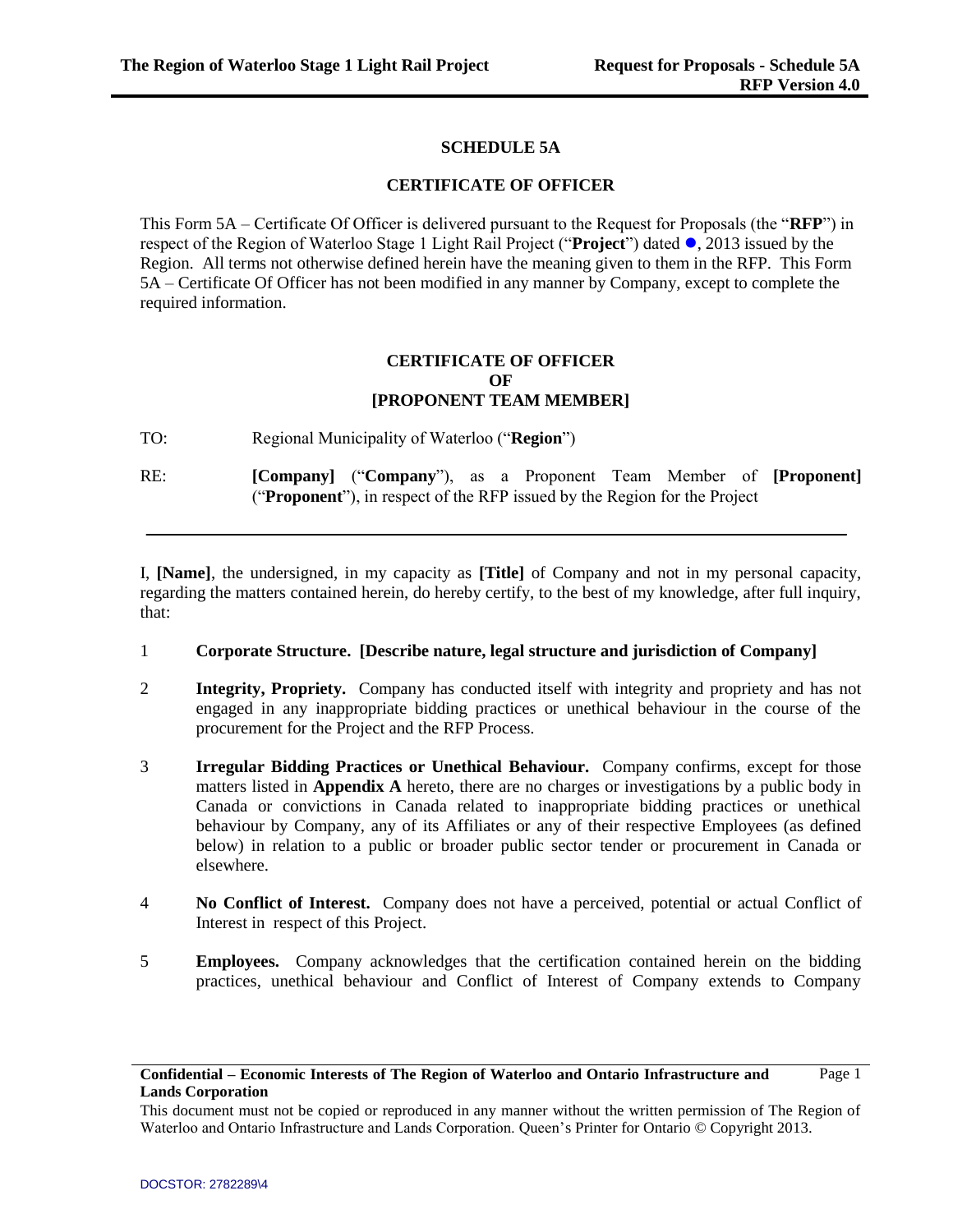# SCHEDULE 5A

## CERTIFICATE OF OFFICER

This Form 5A – Certificate Of Officer is delivered pursuant to the Request for Proposals (the "**RFP**") in respect of the Region of Waterloo Stage 1 Light Rail Project ("**Project**") dated ●, 2013 issued by the Region. All terms not otherwise defined herein have the meaning given to them in the RFP. This Form 5A – Certificate Of Officer has not been modified in any manner by Company, except to complete the required information.

## CERTIFICATE OF OFFICER
## OF
## [PROPONENT TEAM MEMBER]

TO: Regional Municipality of Waterloo ("**Region**")

RE: **[Company]** ("**Company**"), as a Proponent Team Member of **[Proponent]** ("**Proponent**"), in respect of the RFP issued by the Region for the Project

---

I, **[Name]**, the undersigned, in my capacity as **[Title]** of Company and not in my personal capacity, regarding the matters contained herein, do hereby certify, to the best of my knowledge, after full inquiry, that:

1 **Corporate Structure. [Describe nature, legal structure and jurisdiction of Company]**

2 **Integrity, Propriety.** Company has conducted itself with integrity and propriety and has not engaged in any inappropriate bidding practices or unethical behaviour in the course of the procurement for the Project and the RFP Process.

3 **Irregular Bidding Practices or Unethical Behaviour.** Company confirms, except for those matters listed in **Appendix A** hereto, there are no charges or investigations by a public body in Canada or convictions in Canada related to inappropriate bidding practices or unethical behaviour by Company, any of its Affiliates or any of their respective Employees (as defined below) in relation to a public or broader public sector tender or procurement in Canada or elsewhere.

4 **No Conflict of Interest.** Company does not have a perceived, potential or actual Conflict of Interest in respect of this Project.

5 **Employees.** Company acknowledges that the certification contained herein on the bidding practices, unethical behaviour and Conflict of Interest of Company extends to Company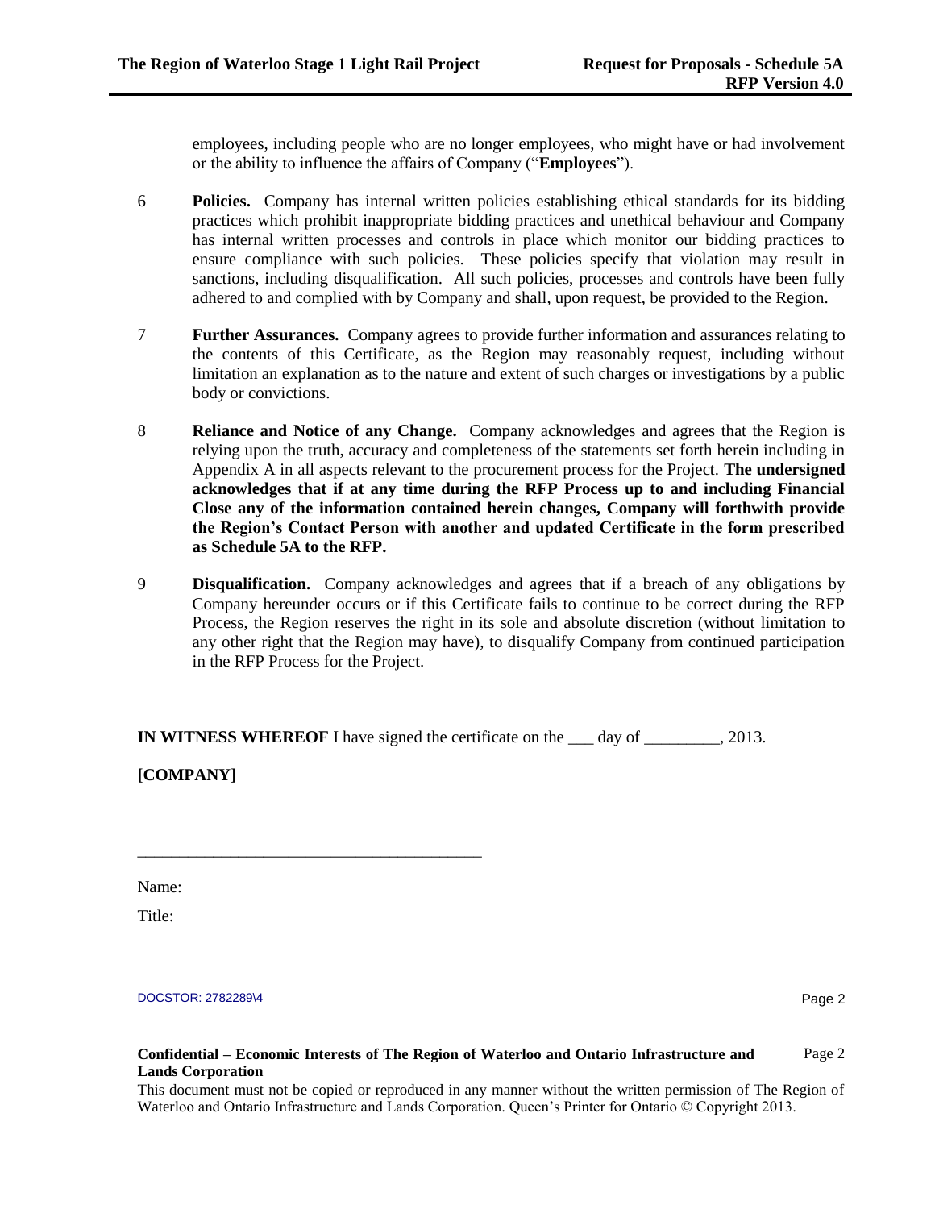employees, including people who are no longer employees, who might have or had involvement or the ability to influence the affairs of Company ("**Employees**").

6 **Policies.** Company has internal written policies establishing ethical standards for its bidding practices which prohibit inappropriate bidding practices and unethical behaviour and Company has internal written processes and controls in place which monitor our bidding practices to ensure compliance with such policies. These policies specify that violation may result in sanctions, including disqualification. All such policies, processes and controls have been fully adhered to and complied with by Company and shall, upon request, be provided to the Region.

7 **Further Assurances.** Company agrees to provide further information and assurances relating to the contents of this Certificate, as the Region may reasonably request, including without limitation an explanation as to the nature and extent of such charges or investigations by a public body or convictions.

8 **Reliance and Notice of any Change.** Company acknowledges and agrees that the Region is relying upon the truth, accuracy and completeness of the statements set forth herein including in Appendix A in all aspects relevant to the procurement process for the Project. **The undersigned acknowledges that if at any time during the RFP Process up to and including Financial Close any of the information contained herein changes, Company will forthwith provide the Region's Contact Person with another and updated Certificate in the form prescribed as Schedule 5A to the RFP.**

9 **Disqualification.** Company acknowledges and agrees that if a breach of any obligations by Company hereunder occurs or if this Certificate fails to continue to be correct during the RFP Process, the Region reserves the right in its sole and absolute discretion (without limitation to any other right that the Region may have), to disqualify Company from continued participation in the RFP Process for the Project.

**IN WITNESS WHEREOF** I have signed the certificate on the ___ day of _________, 2013.

**[COMPANY]**

_________________________________________

Name:

Title:

DOCSTOR: 2782289\4

**Confidential – Economic Interests of The Region of Waterloo and Ontario Infrastructure and Lands Corporation**

This document must not be copied or reproduced in any manner without the written permission of The Region of Waterloo and Ontario Infrastructure and Lands Corporation. Queen's Printer for Ontario © Copyright 2013.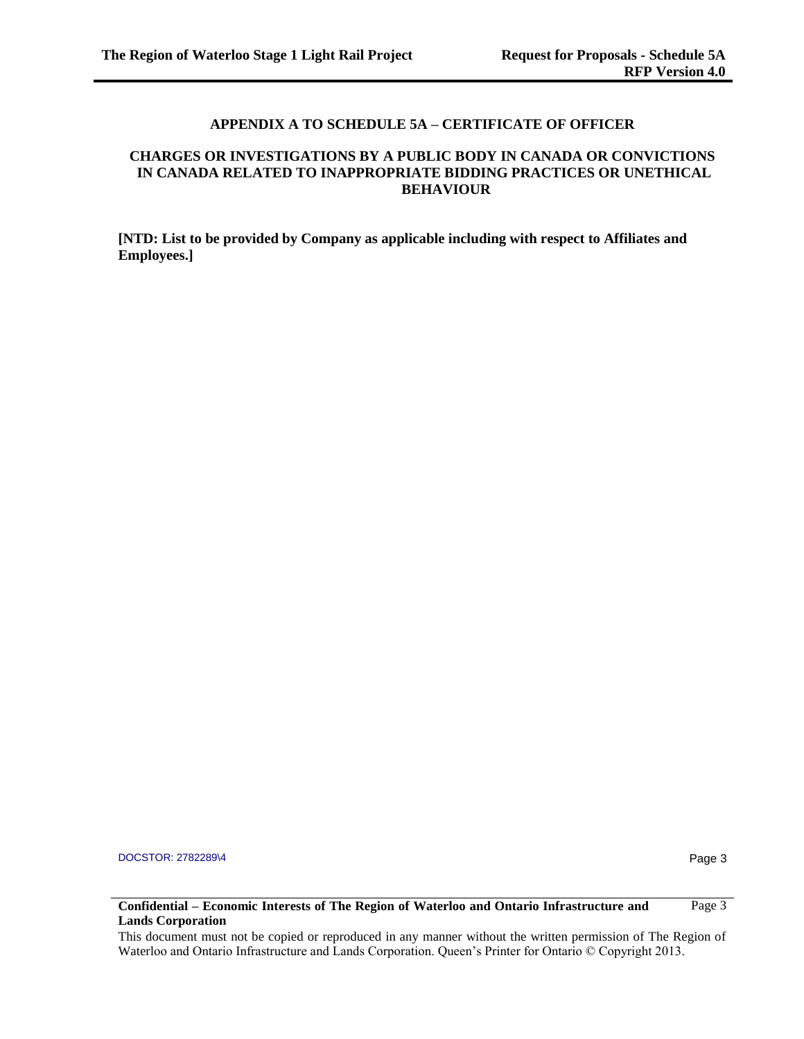## APPENDIX A TO SCHEDULE 5A – CERTIFICATE OF OFFICER

## CHARGES OR INVESTIGATIONS BY A PUBLIC BODY IN CANADA OR CONVICTIONS IN CANADA RELATED TO INAPPROPRIATE BIDDING PRACTICES OR UNETHICAL BEHAVIOUR

**[NTD: List to be provided by Company as applicable including with respect to Affiliates and Employees.]**